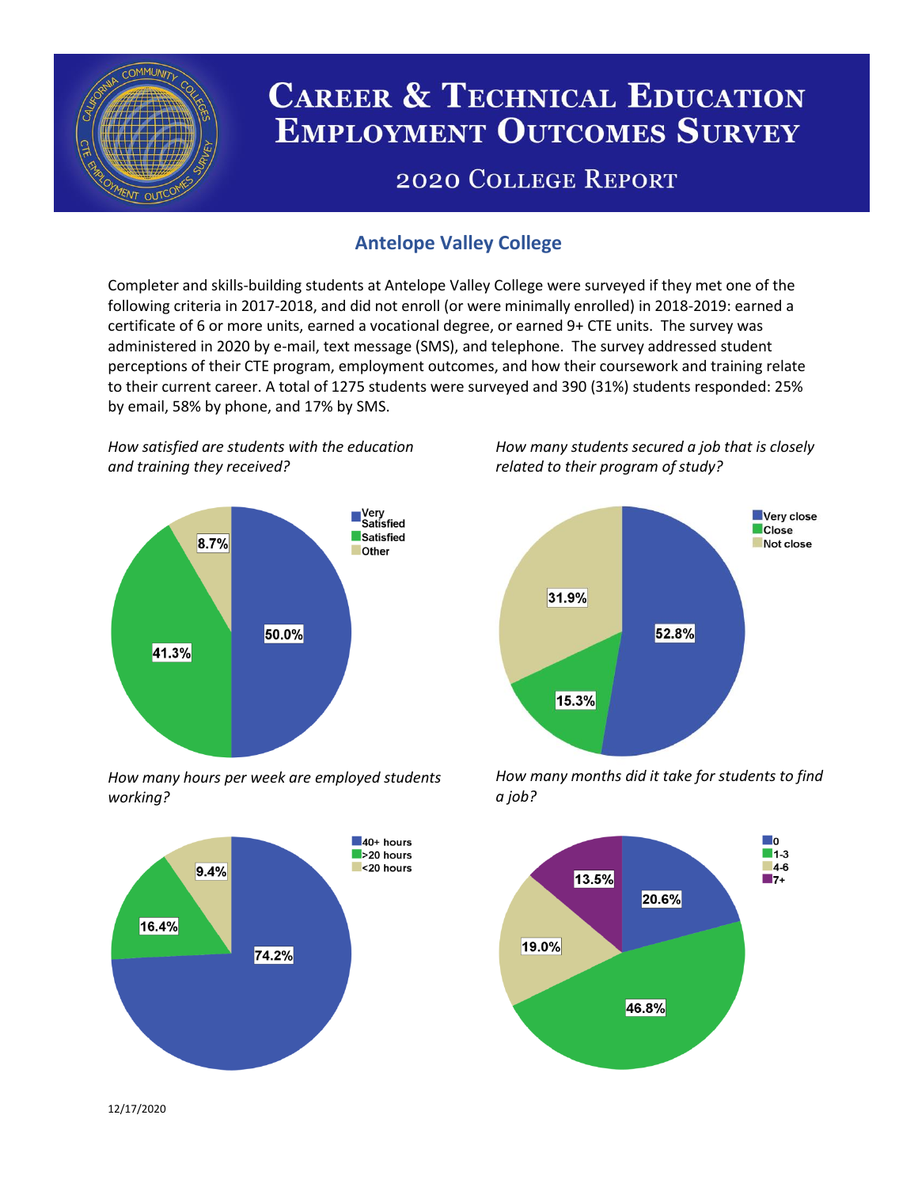# Career & Technical Education Employment Outcomes Survey

## 2020 College Report

### Antelope Valley College

Completer and skills-building students at Antelope Valley College were surveyed if they met one of the following criteria in 2017-2018, and did not enroll (or were minimally enrolled) in 2018-2019: earned a certificate of 6 or more units, earned a vocational degree, or earned 9+ CTE units. The survey was administered in 2020 by e-mail, text message (SMS), and telephone. The survey addressed student perceptions of their CTE program, employment outcomes, and how their coursework and training relate to their current career. A total of 1275 students were surveyed and 390 (31%) students responded: 25% by email, 58% by phone, and 17% by SMS.

*How satisfied are students with the education and training they received?*

| Response | Percent |
|---|---|
| Very Satisfied | 50.0% |
| Satisfied | 41.3% |
| Other | 8.7% |

*How many students secured a job that is closely related to their program of study?*

| Response | Percent |
|---|---|
| Very close | 52.8% |
| Close | 15.3% |
| Not close | 31.9% |

*How many hours per week are employed students working?*

| Response | Percent |
|---|---|
| 40+ hours | 74.2% |
| >20 hours | 16.4% |
| <20 hours | 9.4% |

*How many months did it take for students to find a job?*

| Response | Percent |
|---|---|
| 0 | 20.6% |
| 1-3 | 46.8% |
| 4-6 | 19.0% |
| 7+ | 13.5% |

12/17/2020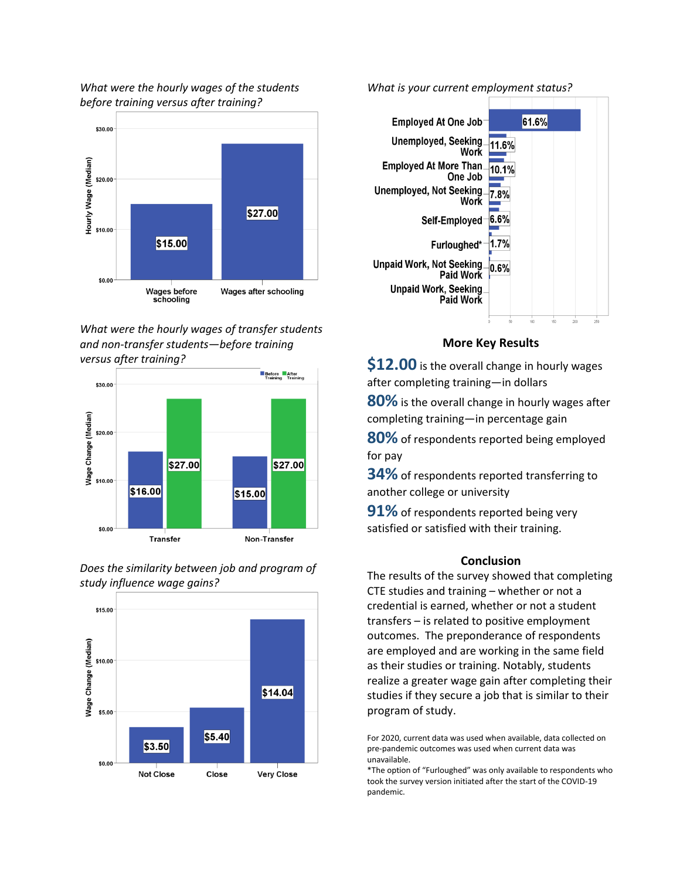*What were the hourly wages of the students before training versus after training?*

Hourly Wage (Median)

$30.00
$20.00
$10.00
$0.00

$15.00
$27.00

Wages before schooling
Wages after schooling

*What were the hourly wages of transfer students and non-transfer students—before training versus after training?*

Before Training
After Training

Wage Change (Median)

$30.00
$20.00
$10.00
$0.00

$16.00
$27.00
$15.00
$27.00

Transfer
Non-Transfer

*Does the similarity between job and program of study influence wage gains?*

Wage Change (Median)

$15.00
$10.00
$5.00
$0.00

$3.50
$5.40
$14.04

Not Close
Close
Very Close

*What is your current employment status?*

Employed At One Job 61.6%
Unemployed, Seeking Work 11.6%
Employed At More Than One Job 10.1%
Unemployed, Not Seeking Work 7.8%
Self-Employed 6.6%
Furloughed* 1.7%
Unpaid Work, Not Seeking Paid Work 0.6%
Unpaid Work, Seeking Paid Work

0
50
100
150
200
250

## More Key Results

**$12.00** is the overall change in hourly wages after completing training—in dollars

**80%** is the overall change in hourly wages after completing training—in percentage gain

**80%** of respondents reported being employed for pay

**34%** of respondents reported transferring to another college or university

**91%** of respondents reported being very satisfied or satisfied with their training.

## Conclusion

The results of the survey showed that completing CTE studies and training – whether or not a credential is earned, whether or not a student transfers – is related to positive employment outcomes. The preponderance of respondents are employed and are working in the same field as their studies or training. Notably, students realize a greater wage gain after completing their studies if they secure a job that is similar to their program of study.

For 2020, current data was used when available, data collected on pre-pandemic outcomes was used when current data was unavailable.

*The option of "Furloughed" was only available to respondents who took the survey version initiated after the start of the COVID-19 pandemic.